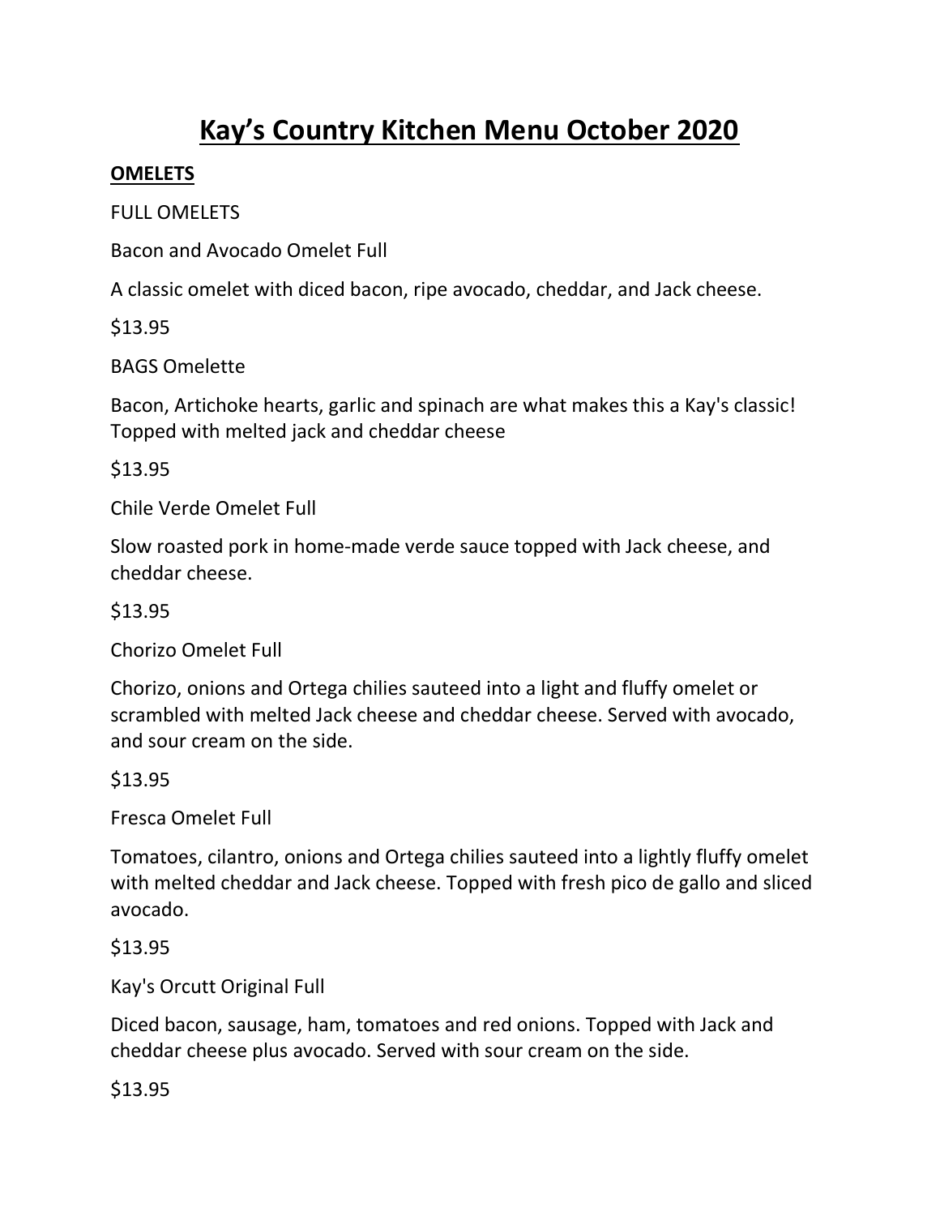# Kay's Country Kitchen Menu October 2020

## OMELETS

FULL OMELETS

Bacon and Avocado Omelet Full

A classic omelet with diced bacon, ripe avocado, cheddar, and Jack cheese.

$13.95

BAGS Omelette

Bacon, Artichoke hearts, garlic and spinach are what makes this a Kay's classic! Topped with melted jack and cheddar cheese

$13.95

Chile Verde Omelet Full

Slow roasted pork in home-made verde sauce topped with Jack cheese, and cheddar cheese.

$13.95

Chorizo Omelet Full

Chorizo, onions and Ortega chilies sauteed into a light and fluffy omelet or scrambled with melted Jack cheese and cheddar cheese. Served with avocado, and sour cream on the side.

$13.95

Fresca Omelet Full

Tomatoes, cilantro, onions and Ortega chilies sauteed into a lightly fluffy omelet with melted cheddar and Jack cheese. Topped with fresh pico de gallo and sliced avocado.

$13.95

Kay's Orcutt Original Full

Diced bacon, sausage, ham, tomatoes and red onions. Topped with Jack and cheddar cheese plus avocado. Served with sour cream on the side.

$13.95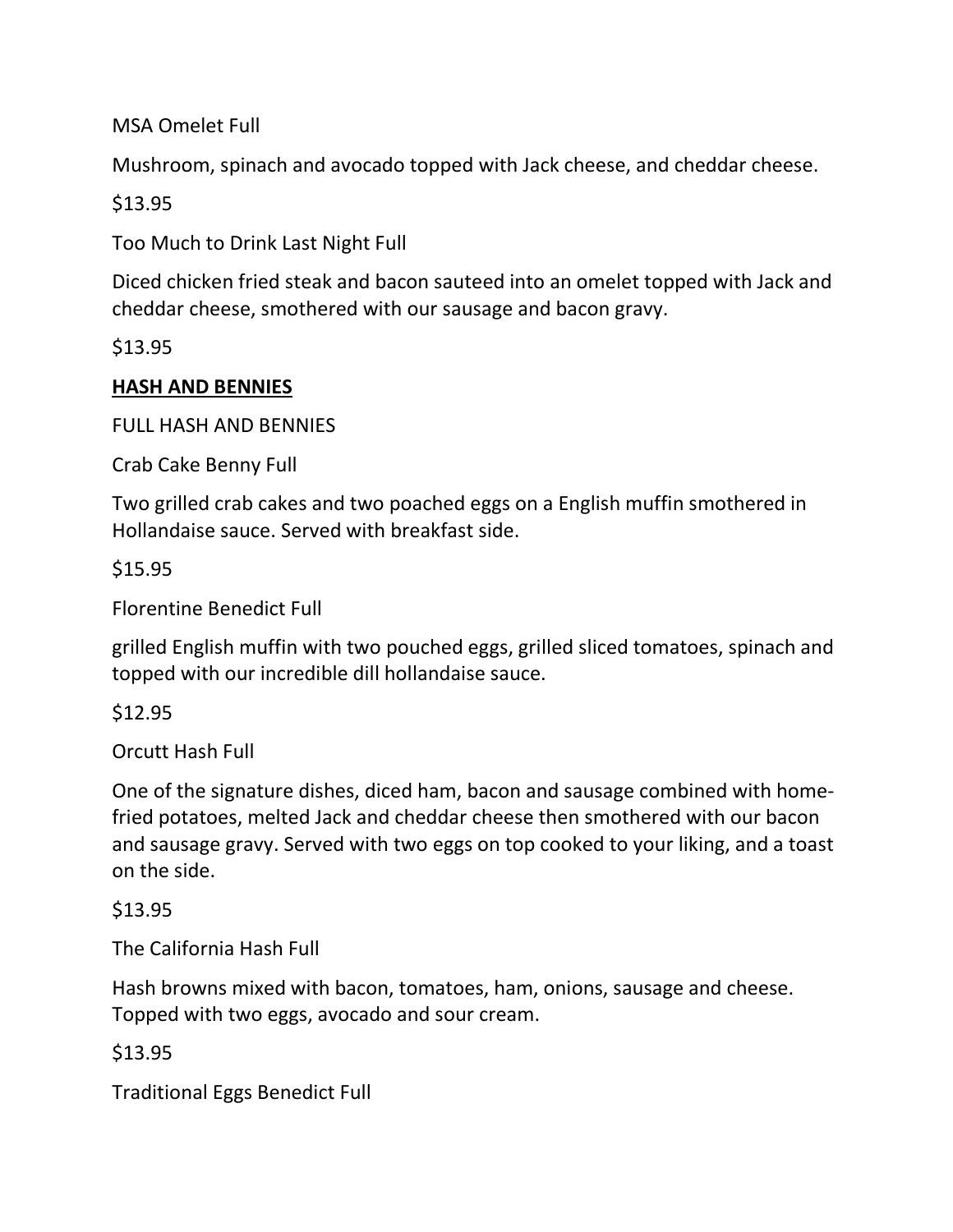MSA Omelet Full

Mushroom, spinach and avocado topped with Jack cheese, and cheddar cheese.

$13.95

Too Much to Drink Last Night Full

Diced chicken fried steak and bacon sauteed into an omelet topped with Jack and cheddar cheese, smothered with our sausage and bacon gravy.

$13.95

## **HASH AND BENNIES**

FULL HASH AND BENNIES

Crab Cake Benny Full

Two grilled crab cakes and two poached eggs on a English muffin smothered in Hollandaise sauce. Served with breakfast side.

$15.95

Florentine Benedict Full

grilled English muffin with two pouched eggs, grilled sliced tomatoes, spinach and topped with our incredible dill hollandaise sauce.

$12.95

Orcutt Hash Full

One of the signature dishes, diced ham, bacon and sausage combined with home-fried potatoes, melted Jack and cheddar cheese then smothered with our bacon and sausage gravy. Served with two eggs on top cooked to your liking, and a toast on the side.

$13.95

The California Hash Full

Hash browns mixed with bacon, tomatoes, ham, onions, sausage and cheese. Topped with two eggs, avocado and sour cream.

$13.95

Traditional Eggs Benedict Full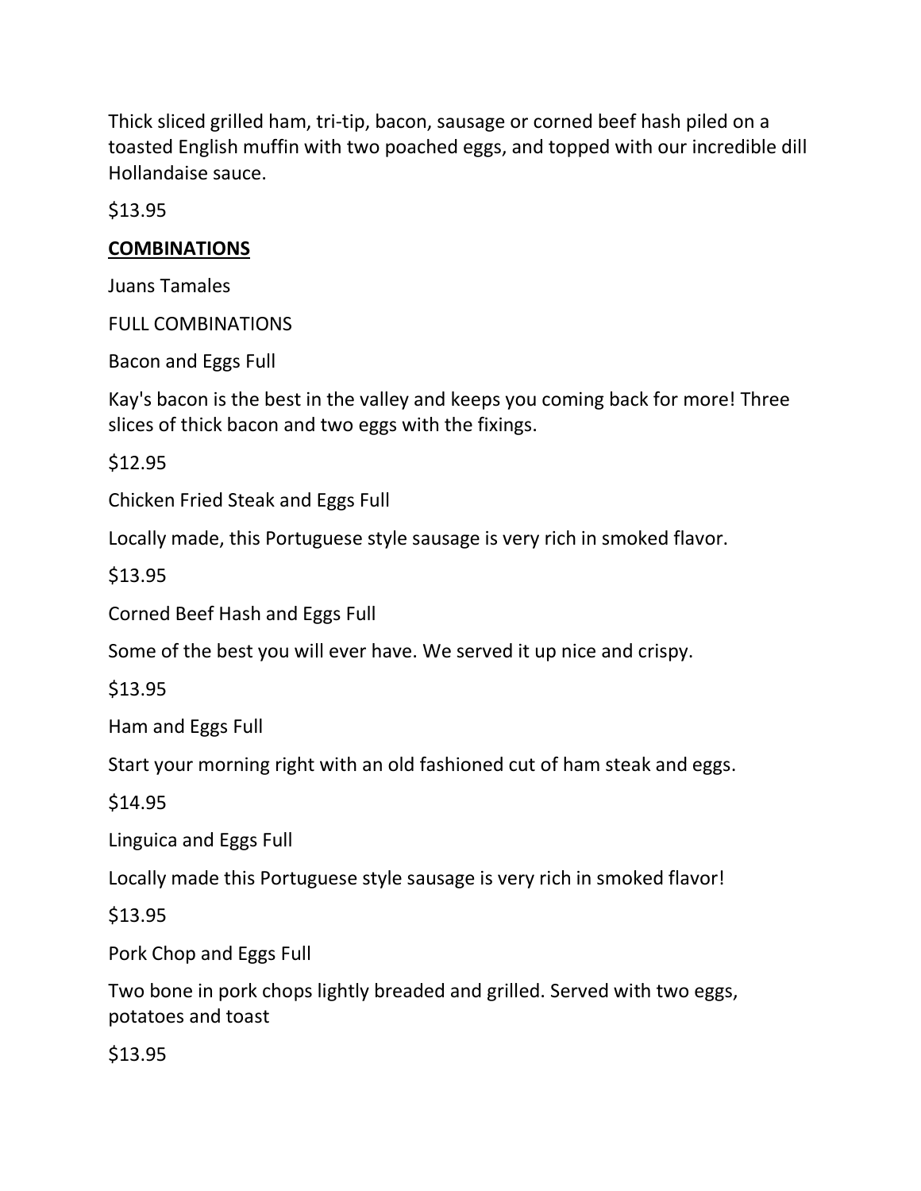Thick sliced grilled ham, tri-tip, bacon, sausage or corned beef hash piled on a toasted English muffin with two poached eggs, and topped with our incredible dill Hollandaise sauce.

$13.95

## **COMBINATIONS**

Juans Tamales

FULL COMBINATIONS

Bacon and Eggs Full

Kay's bacon is the best in the valley and keeps you coming back for more! Three slices of thick bacon and two eggs with the fixings.

$12.95

Chicken Fried Steak and Eggs Full

Locally made, this Portuguese style sausage is very rich in smoked flavor.

$13.95

Corned Beef Hash and Eggs Full

Some of the best you will ever have. We served it up nice and crispy.

$13.95

Ham and Eggs Full

Start your morning right with an old fashioned cut of ham steak and eggs.

$14.95

Linguica and Eggs Full

Locally made this Portuguese style sausage is very rich in smoked flavor!

$13.95

Pork Chop and Eggs Full

Two bone in pork chops lightly breaded and grilled. Served with two eggs, potatoes and toast

$13.95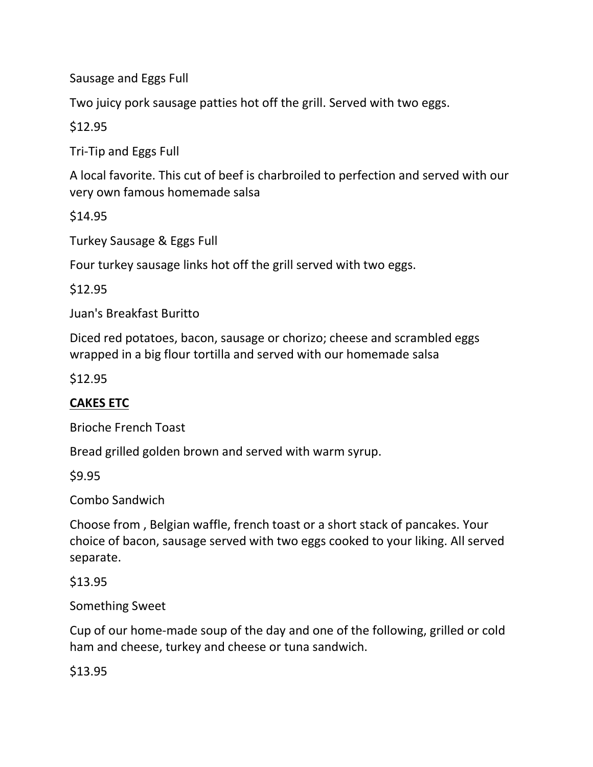Sausage and Eggs Full

Two juicy pork sausage patties hot off the grill. Served with two eggs.

$12.95

Tri-Tip and Eggs Full

A local favorite. This cut of beef is charbroiled to perfection and served with our very own famous homemade salsa

$14.95

Turkey Sausage & Eggs Full

Four turkey sausage links hot off the grill served with two eggs.

$12.95

Juan's Breakfast Buritto

Diced red potatoes, bacon, sausage or chorizo; cheese and scrambled eggs wrapped in a big flour tortilla and served with our homemade salsa

$12.95

**CAKES ETC**

Brioche French Toast

Bread grilled golden brown and served with warm syrup.

$9.95

Combo Sandwich

Choose from , Belgian waffle, french toast or a short stack of pancakes. Your choice of bacon, sausage served with two eggs cooked to your liking. All served separate.

$13.95

Something Sweet

Cup of our home-made soup of the day and one of the following, grilled or cold ham and cheese, turkey and cheese or tuna sandwich.

$13.95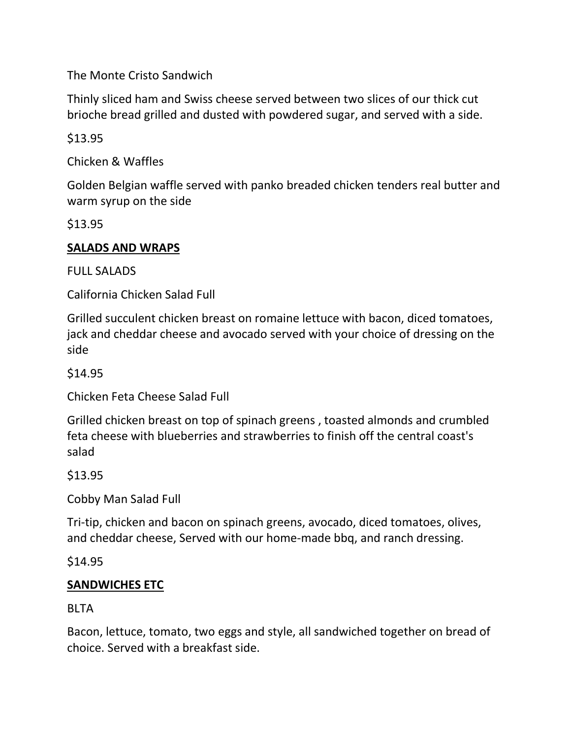The Monte Cristo Sandwich

Thinly sliced ham and Swiss cheese served between two slices of our thick cut brioche bread grilled and dusted with powdered sugar, and served with a side.

$13.95

Chicken & Waffles

Golden Belgian waffle served with panko breaded chicken tenders real butter and warm syrup on the side

$13.95

## **SALADS AND WRAPS**

FULL SALADS

California Chicken Salad Full

Grilled succulent chicken breast on romaine lettuce with bacon, diced tomatoes, jack and cheddar cheese and avocado served with your choice of dressing on the side

$14.95

Chicken Feta Cheese Salad Full

Grilled chicken breast on top of spinach greens , toasted almonds and crumbled feta cheese with blueberries and strawberries to finish off the central coast's salad

$13.95

Cobby Man Salad Full

Tri-tip, chicken and bacon on spinach greens, avocado, diced tomatoes, olives, and cheddar cheese, Served with our home-made bbq, and ranch dressing.

$14.95

## **SANDWICHES ETC**

BLTA

Bacon, lettuce, tomato, two eggs and style, all sandwiched together on bread of choice. Served with a breakfast side.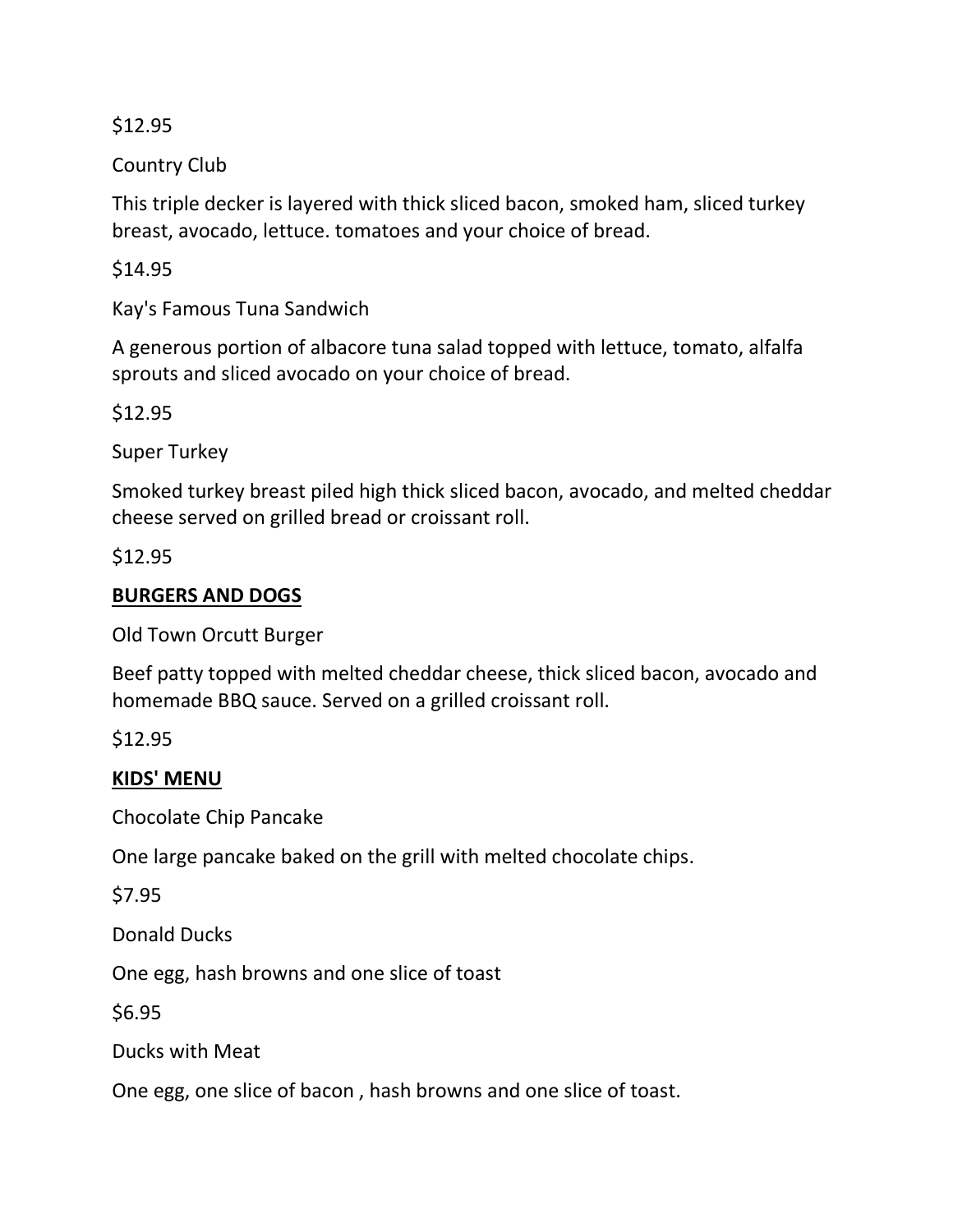$12.95

Country Club

This triple decker is layered with thick sliced bacon, smoked ham, sliced turkey breast, avocado, lettuce. tomatoes and your choice of bread.

$14.95

Kay's Famous Tuna Sandwich

A generous portion of albacore tuna salad topped with lettuce, tomato, alfalfa sprouts and sliced avocado on your choice of bread.

$12.95

Super Turkey

Smoked turkey breast piled high thick sliced bacon, avocado, and melted cheddar cheese served on grilled bread or croissant roll.

$12.95

## **BURGERS AND DOGS**

Old Town Orcutt Burger

Beef patty topped with melted cheddar cheese, thick sliced bacon, avocado and homemade BBQ sauce. Served on a grilled croissant roll.

$12.95

## **KIDS' MENU**

Chocolate Chip Pancake

One large pancake baked on the grill with melted chocolate chips.

$7.95

Donald Ducks

One egg, hash browns and one slice of toast

$6.95

Ducks with Meat

One egg, one slice of bacon , hash browns and one slice of toast.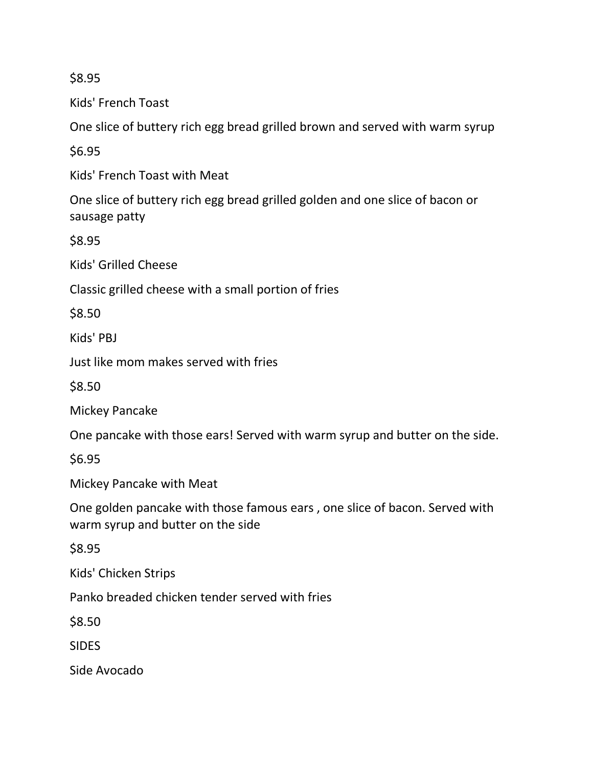$8.95

Kids' French Toast

One slice of buttery rich egg bread grilled brown and served with warm syrup

$6.95

Kids' French Toast with Meat

One slice of buttery rich egg bread grilled golden and one slice of bacon or sausage patty

$8.95

Kids' Grilled Cheese

Classic grilled cheese with a small portion of fries

$8.50

Kids' PBJ

Just like mom makes served with fries

$8.50

Mickey Pancake

One pancake with those ears! Served with warm syrup and butter on the side.

$6.95

Mickey Pancake with Meat

One golden pancake with those famous ears , one slice of bacon. Served with warm syrup and butter on the side

$8.95

Kids' Chicken Strips

Panko breaded chicken tender served with fries

$8.50

SIDES

Side Avocado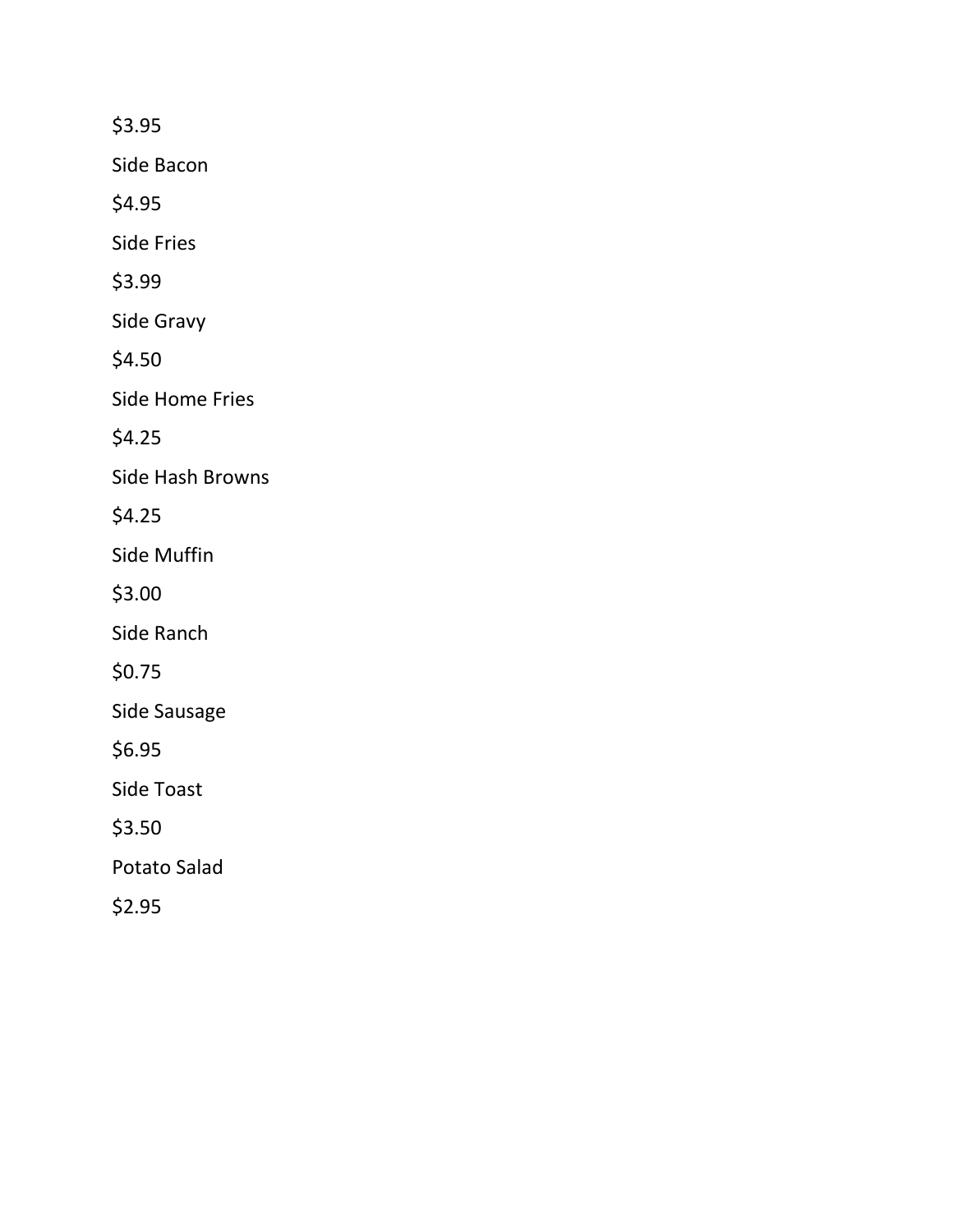$3.95

Side Bacon

$4.95

Side Fries

$3.99

Side Gravy

$4.50

Side Home Fries

$4.25

Side Hash Browns

$4.25

Side Muffin

$3.00

Side Ranch

$0.75

Side Sausage

$6.95

Side Toast

$3.50

Potato Salad

$2.95